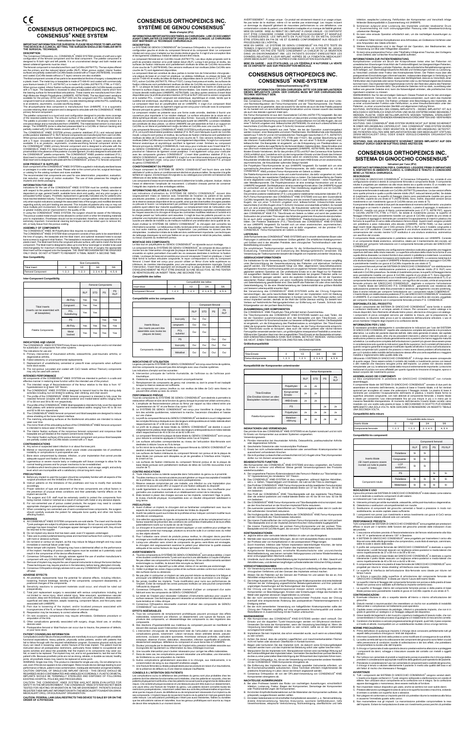# CONSENSUS ORTHOPEDICS INC.

# CONSENSUS® KNEE SYSTEM

**Instructions for Use (IFU)**

**IMPORTANT INFORMATION FOR SURGEON: PLEASE READ PRIOR TO IMPLANTING THIS DEVICE IN A CLINICAL SETTING. THE SURGEON SHOULD BE FAMILIAR WITH THE SURGICAL TECHNIQUE.**

## DESCRIPTION

The Consensus Orthopedics, Inc. CONSENSUS® KNEE SYSTEM consists of a left and a right configuration of the femoral component and the tibial component. The patellar component is designed to fit both right and left patella. It is an unconstrained design and both medial and lateral collateral ligaments must be intact.

The femoral component is manufactured from cast CoCrMo (ASTM F75). The two styles offered are the primary and the reduced lateral profile (RLP). When porous coated, interior fixation surfaces are partially coated with CoCrMo beads covered with a Ti layer (ASTM F648). Uncoated and coated (CoCrMo beads without a Ti layer) versions are also available.

The tibial baseplate consists of two parts to be assembled at the time of surgery: a baseplate and a plastic insert. The baseplate is manufactured from titanium alloy (Ti-6Al-4V) and coated with pure titanium beads. The tibial insert is manufactured from Ultra High Molecular Weight Polyethylene (UHMWPE), and is available in three styles.

The all-polyethylene tibia component is manufactured from UHMWPE. It is a symmetric cruciate-retaining tibial component and is designed to articulate with the CONSENSUS® KNEE primary femoral component.

The patellar component is a round one-piece design and is available in onlay and inset versions. It is manufactured from UHMWPE with metal backed or all-polyethylene options.

The CONSENSUS® KNEE SYSTEM primary posterior stabilized (P.S.) and reduced lateral profile posterior stabilized (P.S. RLP) femoral components are manufactured from cast CoCrMo.

## HOW PRODUCT IS SUPPLIED

Each component of the CONSENSUS® KNEE SYSTEM is supplied in individually enclosed boxes or packages in a variety of sizes. Please refer to the current price list, surgical technique, or catalog for the catalog numbers and sizes available.

The recommended trial components are used for size determination, preparation, evaluation, trial reduction, and range of motion evaluation. The use of trials preserves the integrity of implants and sterile packaging.

## INFORMATION FOR USE

Indications for the use of the CONSENSUS® KNEE SYSTEM must be carefully considered with respect to the patient's entire evaluation and alternative procedures. Patient selection is dependent on age, general health, available bone stock and quality, and any prior surgery or anticipated further surgery. Prosthetic replacement is generally indicated only for patients who have reached skeletal maturity.

In using the CONSENSUS® KNEE SYSTEM, the surgeon should be aware of the following: The porous coated implant should not be allowed to contact cloth or other lint-shedding material prior to implantation. Prostheses should not be re-implanted; therefore, initial size selection is extremely important. Conventional cementing techniques cannot be relied upon to remove lint, dirt, or debris from the prosthesis.

## ASSEMBLY OF COMPONENTS

The CONSENSUS® KNEE all-Polyethylene tibia requires no assembly.

The CONSENSUS® KNEE SYSTEM tibial component consists of two parts to be assembled at the time of surgery. The baseplate and the tibial insert, and optional recessed holes to accept bone screws to augment initial fixation. The baseplate is recessed to allow encapsulation of the plastic insert. The tibial insert is designed to snap into the baseplate. THE SNAP MECHANISM MAY BE ENGAGED ONLY ONCE. DO NOT ATTEMPT TO REINSERT A TIBIAL INSERT A SECOND TIME.

### Size Compatibility

| | Size Compatibility | | | |
|---|---|---|---|---|
| Tibial Insert | 0 | 1/2 | 3/4 | 5/6 |
| Femoral Component | 1, 2, 3 | 1, 2, 3 | 2, 3, 4, 5 | 4, 5, 6 |

### Inter-Component Compatibility

| | | Femoral Components | | | |
|---|---|---|---|---|---|
| | | RLP | STD | PS | PS RLP |
| Tibial Inserts (inserts can be assembled with all baseplates) | All-Poly | Yes | Yes | | |
| | Congruent | Yes | Yes | | |
| | PCL Substituting | Yes | Yes | | |
| | PS | | | Yes | Yes |
| Patella Components | All-Poly | Yes | Yes | Yes | Yes |
| | Metal backed | Yes | Yes | Yes | Yes |

## INDICATIONS AND USAGE

The CONSENSUS® KNEE SYSTEM Primary Knee is designed as a system and is not intended for substitution of components from other systems.

The indications for use are:

A. Primary intervention of rheumatoid arthritis, osteoarthritis, post-traumatic arthritis, or degenerative arthritis.
B. Failed osteotomy or unicompartmental replacement.
C. Replacement of unsatisfactory cemented or press-fit knee components when sufficient bone stock exists.
D. The non-porous (uncoated and coated with CoCr beads without Titanium) components may only be used with cement.

## INTENDED PERFORMANCE

All components of the CONSENSUS® KNEE SYSTEM are intended to perform in a safe and effective manner in restoring knee function within the intended use of the product.

A. The intended range of flexion/extension of the femur relative to the tibia is from 10° hyperextension to at least 120° flexion.
B. The CONSENSUS® KNEE SYSTEM is designed to transmit load to the tibia during daily activities including, but not limited to walking, stair climbing, and chair ascent.
C. The profile of the CONSENSUS® KNEE femoral component is intended to fully cover the resected femoral condyles.
D. The profile of the CONSENSUS® KNEE tibial baseplate is intended to fully cover the resected tibial plateau.
E. The CONSENSUS® KNEE femoral component and tibial baseplate are designed to reduce stress shielding of the bone-implant interface.
F. The matching articulating surfaces of the tibiofemoral articulation are intended to reduce wear over time.
G. The mirror finish of the articulating surface of the CONSENSUS® KNEE femoral component is intended to reduce wear of the tibial insert.
H. The interior fixation surfaces of the nonporous femoral component and nonporous tibial baseplate are grit blasted at the implant-cement-bone interface.
I. The interior fixation surfaces of the porous femoral component and porous tibial baseplate are partially coated with CoCrMo beads covered with a Ti layer.

## CONTRAINDICATIONS

A. Any active or suspected latent infection in or about the knee joint.
B. Mental or neuromuscular disorders which would create unacceptable risk of prosthesis instability or complications in post-operative care.
C. Bone stock compromised by disease, infection, or prior implantation that cannot provide adequate support and fixation of the device.
D. Ligamentous or severe muscle laxity or inadequate soft tissue coverage to allow for the normal healing process and for proper mechanism to be re-established.
E. Conditions which tend to place increased loads on implants, such as age, weight, and activity level which are incompatible with a satisfactory clinical long-term result.

## PRECAUTIONS

A. Before any implant is used the surgeon should be completely familiar with all aspects of the surgical procedure and the limitations of the device.
B. Patients should be made aware of the limitations and how to modify their activities accordingly.
C. Proper selection of type and placement of the knee components are critical factors in the prevention of unusual stress conditions and their potentially harmful effects on the implant service life.
D. The surgeon and O.R. staff must be extremely careful to protect the components from being marred, nicked or notched as a result of contact with metal or any abrasive objects.
E. For non-cemented use of porous coated prosthesis, the surgeon may need to consider appropriate changes to post-operative patient management.
F. When considering non-cemented use of semi-constrained knee components, the surgeon should carefully evaluate the patient for adequate bone quality and other risk factors affecting fixation.

## WARNINGS

A. All CONSENSUS® KNEE SYSTEM components are sold sterile. The insert and the double Tyvek packaging are subject to ethylene oxide sterilization. Do not use any component if the package has been breached. If packages appear damaged or tampered with, they should be returned to the supplier.
B. Do not implant any device that has been used, even if it appears undamaged.
C. Take care to protect polished bearing areas and machined surfaces from coming in contact with hard or abrasive surfaces.
D. Do not bend or contour an implant, as this may reduce its fatigue strength and may cause immediate or eventual failure under load.
E. Never temper with implants. Tampering may have a detrimental effect on the performance of the implant. Handling of porous coated implants must be avoided as it potentially could result in the compromise of the device effectiveness.
F. Consensus Orthopedics, Inc. strongly advises against the use of another manufacturer's component with any CONSENSUS® KNEE component.
G. Removal of implant may require the use of special instruments to disrupt the bone interface. These techniques may require practice in the laboratory before being attempted clinically.
H. Consensus Orthopedics strongly advises not to use any CONSENSUS® KNEE components off-label.

## ADVERSE EFFECTS

A. All prosthetic replacements have the potential for adverse effects, including infection, loosening, fracture, breakage, bending of the components, component disassembly, or positional changes of the component.
B. Sensitivity reactions to component materials could occur, and should be ruled out preoperatively.
C. Total joint replacement surgery is associated with serious complications including, but not limited to: nerve injury; direct arterial injury; false aneurysm; spontaneous vascular occlusion; deep vein thrombosis; ectopic ossification; non-union; dislocation; disassociation; superficial and deep infection, sepsis; loosening; component failure, and third party wear associated with UHMWPE.
D. Prior to loosening of the implant, and/or localized pressure associated with incongruencies of the fit, or tissue inflammation of unknown etiology.
E. Reoperation may be necessary to correct adverse effects.
F. For rare occasions, complications may require arthrodesis, Girdlestone procedure or amputation of the limb.
G. Other complications generally associated with surgery, drugs, blood use, or ancillary devices used.
H. Postoperative femoral or tibial fracture can occur due to trauma, the presence of defects, or poor bone stock.

## PATIENT COUNSELING INFORMATION

Complications and/or failure of knee prostheses are more likely to occur in patients with unrealistic functional expectations, heavy patients, physically active patients, and/or with patients that fail to follow through with the required rehabilitation program. Excessive physical activity and injury can result in loosening, wear, and/or fracture of the knee implant. The patient must be instructed about all postoperative restrictions, particularly those related to occupational and sports activities and about the possibility that the implant or its components may wear out, fail, or need to be replaced. The implant may fail, and is not guaranteed to last the rest of the patient's life. Because prosthetic joints are not as strong, reliable, or durable as natural, healthy joints, all prosthetic knees may need to be replaced at some point.

WARNING: Single Use Only. This product is intended for single use only. Do not attempt to re-use, even if the device appears to be undamaged. Stock include device damage leading to poor performance or failure, cross cross-contamination, inadequate sterilization and patient infection. CAUTION: DISPOSAL OF SINGLE-USE IMPLANT DEVICE – THIS DEVICE SHOULD BE REGARDED AS CONTAMINATED AND HANDLED ACCORDINGLY. PLASTIC OR METAL IMPLANTS SHOULD BE TERMINALLY STERILIZED AND DISPOSED OF FOLLOWING EXISTING HOSPITAL POLICIES AND PROCEDURES.

CAUTION: THE CONSENSUS® KNEE SYSTEM HAS NOT BEEN EVALUATED FOR SAFETY IN THE MR ENVIRONMENT. THE CONSENSUS® KNEE SYSTEM HAS NOT BEEN TESTED FOR HEATING OR MIGRATION IN THE MR ENVIRONMENT. PATIENTS SHOULD REGISTER THEIR IMPLANT INFORMATION WITH THE MEDICALERT FOUNDATION (WWW.MEDICALERT.ORG), OR EQUIVALENT ORGANIZATION.

**CAUTION: FEDERAL LAW (USA) RESTRICTS THIS DEVICE TO SALE BY OR ON THE ORDER OF A PHYSICIAN.**

---

# CONSENSUS ORTHOPEDICS INC.

# SYSTÈME DE GENOU CONSENSUS®

**Mode d'emploi (IFU)**

**INFORMATIONS IMPORTANTES DESTINÉES AU CHIRURGIEN : LIRE CE DOCUMENT AVANT D'IMPLANTER CE DISPOSITIF DANS UN CADRE CLINIQUE. LE CHIRURGIEN DOIT CONNAÎTRE LA TECHNIQUE CHIRURGICALE.**

## DESCRIPTION

Le SYSTÈME DE GENOU CONSENSUS® de Consensus Orthopedics, Inc. se compose d'une configuration gauche et droite du composant fémoral et du composant tibial. Le composant rotulien est conçu pour s'adapter sur les rotules droite et gauche. Il s'agit d'une conception libre et les ligaments collatéraux médial et latéral doivent être intacts.

## CONDITIONNEMENT DU PRODUIT

Chaque composant du SYSTÈME DE GENOU CONSENSUS® est fourni dans une boîte stérile ou un emballage individuel, disponible en plusieurs tailles.

## INFORMATIONS RELATIVES À L'UTILISATION

## MONTAGE DES COMPOSANTS

La tibia tout en polyéthylène du GENOU CONSENSUS® ne nécessite aucun montage.

### Compatibilité des tailles

| | Compatibilité des tailles | | | |
|---|---|---|---|---|
| Insert tibial | 0 | 1/2 | 3/4 | 5/6 |
| Composant fémoral | 1, 2, 3 | 1, 2, 3 | 2, 3, 4, 5 | 4, 5, 6 |

### Compatibilité entre les composants

| | | Composant fémoral | | | |
|---|---|---|---|---|---|
| | | RLP | STD | PS | PS RLP |
| Inserts tibiaux (les inserts peuvent être assemblés avec toutes les plaques de base) | tout-poly | Oui | Oui | | |
| | congruent | Oui | Oui | | |
| | LCP substitut | Oui | Oui | | |
| | PS | | | Oui | Oui |
| Composants rotuliens | tout-poly | Oui | Oui | Oui | Oui |
| | Métallisé | Oui | Oui | Oui | Oui |

## INDICATIONS ET UTILISATION

## PERFORMANCE PRÉVUE

## CONTRE-INDICATIONS

## PRÉCAUTIONS

## AVERTISSEMENTS

## EFFETS INDÉSIRABLES

## INFORMATIONS À COMMUNIQUER AU PATIENT

**MISE EN GARDE : AUX ÉTATS-UNIS, LA LOI FÉDÉRALE N'AUTORISE LA VENTE DE CE DISPOSITIF QUE SUR PRESCRIPTION MÉDICALE.**

---

# CONSENSUS ORTHOPEDICS INC.

# CONSENSUS® KNIE-SYSTEM

**Gebrauchsanweisung (IFU)**

**WICHTIGE INFORMATIONEN FÜR DEN CHIRURGEN: BITTE VOR DEM IMPLANTIEREN DIESES IMPLANTATS LESEN. DER CHIRURG MUSS MIT DER CHIRURGISCHEN TECHNIK VERTRAUT SEIN.**

## BESCHREIBUNG

## LIEFERUNG

## GEBRAUCHSINFORMATIONEN

## ZUSAMMENBAU DER KOMPONENTEN

### Größenkompatibilität

| | Größenkompatibilität | | | |
|---|---|---|---|---|
| Tibia-Einsatz | 0 | 1/2 | 3/4 | 5/6 |
| Femurkomponente | 1, 2, 3 | 1, 2, 3 | 2, 3, 4, 5 | 4, 5, 6 |

### Kompatibilität der Komponenten untereinander

| | | Femur-Komponente | | | |
|---|---|---|---|---|---|
| | | RLP | STD | PS | PS RLP |
| Tibia-Einsätze (Die Einsätze können an allen Basisplatten montiert werden) | Polyethylen | Ja | Ja | | |
| | Kongruenter Einsatz | Ja | Ja | | |
| | HKB-Ersatz | Ja | Ja | | |
| | PS | | | Ja | Ja |
| Patella-Komponenten | Polyethylen | Ja | Ja | Ja | Ja |
| | Metall-verstärkung | Ja | Ja | Ja | Ja |

## INDIKATIONEN UND VERWENDUNG

## BEABSICHTIGTE FUNKTION

## KONTRAINDIKATIONEN

## VORSICHTSMASSNAHMEN

## WARNHINWEISE

## NEBENWIRKUNGEN

## INFORMATIONEN ZUR PATIENTENBERATUNG

**ACHTUNG: DAS US-BUNDESGESETZ SCHRÄNKT DIESES IMPLANTAT AUF DEN VERKAUF DURCH ODER IM AUFTRAG EINES ARZTES EIN.**

---

# CONSENSUS ORTHOPEDICS INC.

# SISTEMA DI GINOCCHIO CONSENSUS®

**Istruzioni per l'uso (IFU)**

**IMPORTANTI INFORMAZIONI PER IL CHIRURGO: LEGGERE PRIMA DI IMPIANTARE IL DISPOSITIVO IN AMBIENTE CLINICO. IL CHIRURGO È TENUTO A CONOSCERE BENE LA TECNICA CHIRURGICA.**

## DESCRIZIONE

## DISPONIBILITÀ DEL PRODOTTO

## INFORMAZIONI PER L'USO

## ASSEMBLAGGIO DEI COMPONENTI

### Compatibilità delle misure

| | Compatibilità della misura | | | |
|---|---|---|---|---|
| Inserto tibiale | 0 | 1/2 | 3/4 | 5/6 |
| Componente femorale | 1, 2, 3 | 1, 2, 3 | 2, 3, 4, 5 | 4, 5, 6 |

### Compatibilità tra componenti

| | | Componente femorale | | | |
|---|---|---|---|---|---|
| | | RLP | STD | PS | PS RLP |
| Inserti tibiali (gli inserti possono essere montati con tutte le piastre di base) | Polietilene | Sì | Sì | | |
| | Congruente | Sì | Sì | | |
| | LCP sostitutivo | Sì | Sì | | |
| | PS | | | Sì | Sì |
| Componenti rotulei | Polietilene | Sì | Sì | Sì | Sì |
| | Metal-back | Sì | Sì | Sì | Sì |

## INDICAZIONI E USO

## PRESTAZIONE PREVISTA

## CONTROINDICAZIONI

## PRECAUZIONI

## AVVERTENZE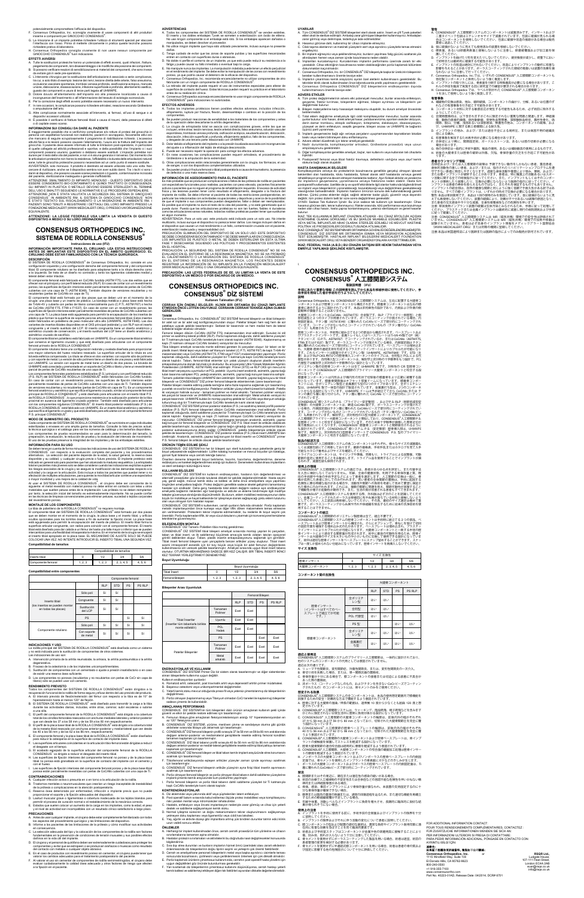# CONSENSUS ORTHOPEDICS INC.
# SISTEMA DE RODILLA CONSENSUS®

**Instrucciones de uso (IFU)**

**Compatibilidad de tamaños**

| | Compatibilidad de tamaños | | | |
|---|---|---|---|---|
| Insertó tibial | 0 | 1/2 | 3/4 | 5/6 |
| Componente femoral | 1, 2 | 1, 2, 3 | 2, 3, 4, 5 | 4, 5, 6 |

# CONSENSUS ORTHOPEDICS INC.
# CONSENSUS® DİZ SİSTEMİ

**Kullanım Talimatları (IFU)**

**Boyut Uyumluluğu**

| | Boyut Uyumluluğu | | | |
|---|---|---|---|---|
| Tibial İnsert | 0 | 1/2 | 3/4 | 5/6 |
| Femoral Bileşen | 1, 2 | 1, 2, 3 | 2, 3, 4, 5 | 4, 5, 6 |

# CONSENSUS ORTHOPEDICS INC.
# CONSENSUS® 人工膝関節システム

**サイズ互換性**

| | サイズ互換性 | | | |
|---|---|---|---|---|
| 脛骨インサート | 0 | 1/2 | 3/4 | 5/6 |
| 大腿骨コンポーネント | 1, 2 | 1, 2, 3 | 2, 3, 4, 5 | 4, 5, 6 |

FOR ADDITIONAL INFORMATION CONTACT:
POUR TOUS RENSEIGNEMENTS COMPLÉMENTAIRES, CONTACTEZ :
FÜR ZUSÄTZLICHE INFORMATIONEN WENDEN SIE SICH AN:
PER INFORMAZIONI ULTERIORI SI PREGA DI CONTATTARE:
PARA PEDIR INFORMACIÓN ADICIONAL, PÓNGASE EN CONTACTO CON:

**Consensus Orthopedics, Inc.**
1115 Windfield Way, Suite 100
El Dorado Hills, CA 95762-9623
www.consensusortho.com

**RSQR Ltd.**